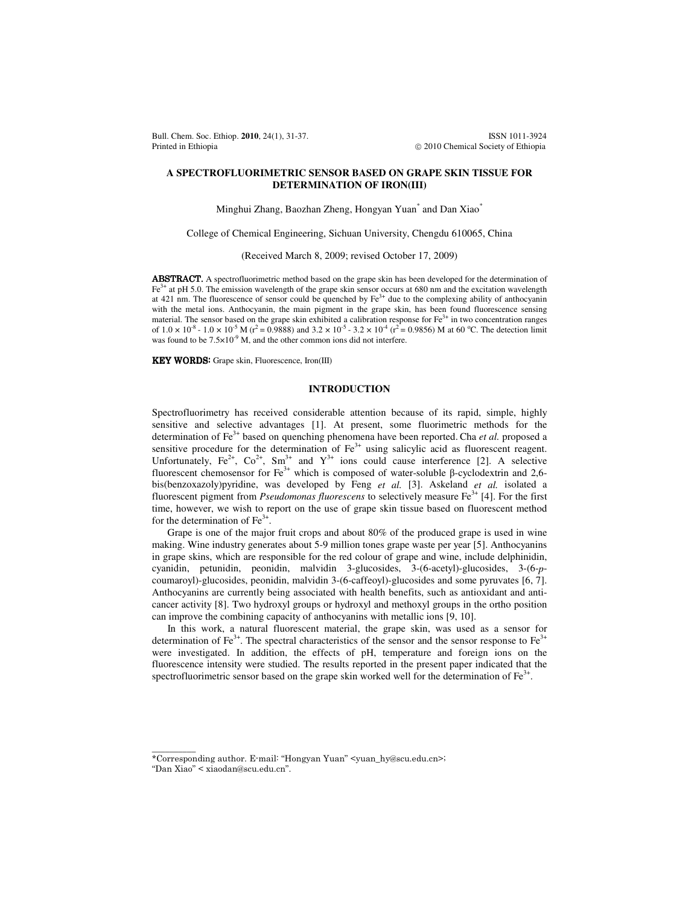# A SPECTROFLUORIMETRIC SENSOR BASED ON GRAPE SKIN TISSUE FOR DETERMINATION OF IRON(III)

Minghui Zhang, Baozhan Zheng, Hongyan Yuan* and Dan Xiao*

College of Chemical Engineering, Sichuan University, Chengdu 610065, China

(Received March 8, 2009; revised October 17, 2009)

**ABSTRACT.** A spectrofluorimetric method based on the grape skin has been developed for the determination of $Fe^{3+}$ at pH 5.0. The emission wavelength of the grape skin sensor occurs at 680 nm and the excitation wavelength at 421 nm. The fluorescence of sensor could be quenched by $Fe^{3+}$ due to the complexing ability of anthocyanin with the metal ions. Anthocyanin, the main pigment in the grape skin, has been found fluorescence sensing material. The sensor based on the grape skin exhibited a calibration response for $Fe^{3+}$ in two concentration ranges of $1.0 \times 10^{-8}$ - $1.0 \times 10^{-5}$ M ($r^2 = 0.9888$) and $3.2 \times 10^{-5}$ - $3.2 \times 10^{-4}$ ($r^2 = 0.9856$) M at 60 °C. The detection limit was found to be $7.5 \times 10^{-9}$ M, and the other common ions did not interfere.

**KEY WORDS:** Grape skin, Fluorescence, Iron(III)

## INTRODUCTION

Spectrofluorimetry has received considerable attention because of its rapid, simple, highly sensitive and selective advantages [1]. At present, some fluorimetric methods for the determination of $Fe^{3+}$ based on quenching phenomena have been reported. Cha *et al.* proposed a sensitive procedure for the determination of $Fe^{3+}$ using salicylic acid as fluorescent reagent. Unfortunately, $Fe^{2+}$, $Co^{2+}$, $Sm^{3+}$ and $Y^{3+}$ ions could cause interference [2]. A selective fluorescent chemosensor for $Fe^{3+}$ which is composed of water-soluble β-cyclodextrin and 2,6-bis(benzoxazoly)pyridine, was developed by Feng *et al.* [3]. Askeland *et al.* isolated a fluorescent pigment from *Pseudomonas fluorescens* to selectively measure $Fe^{3+}$ [4]. For the first time, however, we wish to report on the use of grape skin tissue based on fluorescent method for the determination of $Fe^{3+}$.

Grape is one of the major fruit crops and about 80% of the produced grape is used in wine making. Wine industry generates about 5-9 million tones grape waste per year [5]. Anthocyanins in grape skins, which are responsible for the red colour of grape and wine, include delphinidin, cyanidin, petunidin, peonidin, malvidin 3-glucosides, 3-(6-acetyl)-glucosides, 3-(6-*p*-coumaroyl)-glucosides, peonidin, malvidin 3-(6-caffeoyl)-glucosides and some pyruvates [6, 7]. Anthocyanins are currently being associated with health benefits, such as antioxidant and anti-cancer activity [8]. Two hydroxyl groups or hydroxyl and methoxyl groups in the ortho position can improve the combining capacity of anthocyanins with metallic ions [9, 10].

In this work, a natural fluorescent material, the grape skin, was used as a sensor for determination of $Fe^{3+}$. The spectral characteristics of the sensor and the sensor response to $Fe^{3+}$ were investigated. In addition, the effects of pH, temperature and foreign ions on the fluorescence intensity were studied. The results reported in the present paper indicated that the spectrofluorimetric sensor based on the grape skin worked well for the determination of $Fe^{3+}$.

*Corresponding author. E-mail: "Hongyan Yuan" <yuan_hy@scu.edu.cn>; "Dan Xiao" < xiaodan@scu.edu.cn".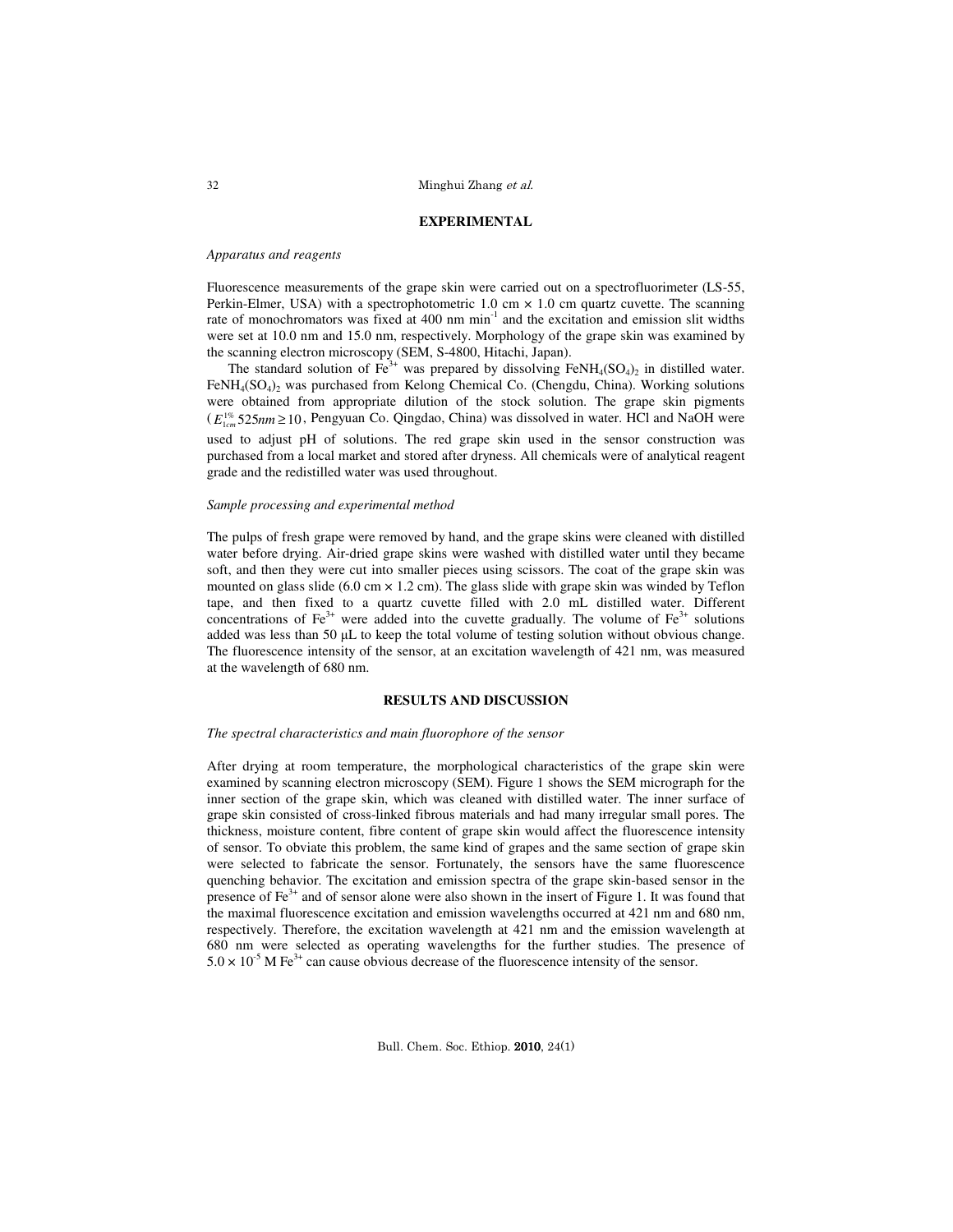## EXPERIMENTAL

### *Apparatus and reagents*

Fluorescence measurements of the grape skin were carried out on a spectrofluorimeter (LS-55, Perkin-Elmer, USA) with a spectrophotometric 1.0 cm × 1.0 cm quartz cuvette. The scanning rate of monochromators was fixed at 400 nm $min^{-1}$ and the excitation and emission slit widths were set at 10.0 nm and 15.0 nm, respectively. Morphology of the grape skin was examined by the scanning electron microscopy (SEM, S-4800, Hitachi, Japan).

The standard solution of $Fe^{3+}$ was prepared by dissolving $FeNH_4(SO_4)_2$ in distilled water. $FeNH_4(SO_4)_2$ was purchased from Kelong Chemical Co. (Chengdu, China). Working solutions were obtained from appropriate dilution of the stock solution. The grape skin pigments ($E_{1cm}^{1\%}$ 525$nm \geq 10$, Pengyuan Co. Qingdao, China) was dissolved in water. HCl and NaOH were used to adjust pH of solutions. The red grape skin used in the sensor construction was purchased from a local market and stored after dryness. All chemicals were of analytical reagent grade and the redistilled water was used throughout.

### *Sample processing and experimental method*

The pulps of fresh grape were removed by hand, and the grape skins were cleaned with distilled water before drying. Air-dried grape skins were washed with distilled water until they became soft, and then they were cut into smaller pieces using scissors. The coat of the grape skin was mounted on glass slide (6.0 cm × 1.2 cm). The glass slide with grape skin was winded by Teflon tape, and then fixed to a quartz cuvette filled with 2.0 mL distilled water. Different concentrations of $Fe^{3+}$ were added into the cuvette gradually. The volume of $Fe^{3+}$ solutions added was less than 50 μL to keep the total volume of testing solution without obvious change. The fluorescence intensity of the sensor, at an excitation wavelength of 421 nm, was measured at the wavelength of 680 nm.

## RESULTS AND DISCUSSION

### *The spectral characteristics and main fluorophore of the sensor*

After drying at room temperature, the morphological characteristics of the grape skin were examined by scanning electron microscopy (SEM). Figure 1 shows the SEM micrograph for the inner section of the grape skin, which was cleaned with distilled water. The inner surface of grape skin consisted of cross-linked fibrous materials and had many irregular small pores. The thickness, moisture content, fibre content of grape skin would affect the fluorescence intensity of sensor. To obviate this problem, the same kind of grapes and the same section of grape skin were selected to fabricate the sensor. Fortunately, the sensors have the same fluorescence quenching behavior. The excitation and emission spectra of the grape skin-based sensor in the presence of $Fe^{3+}$ and of sensor alone were also shown in the insert of Figure 1. It was found that the maximal fluorescence excitation and emission wavelengths occurred at 421 nm and 680 nm, respectively. Therefore, the excitation wavelength at 421 nm and the emission wavelength at 680 nm were selected as operating wavelengths for the further studies. The presence of $5.0 \times 10^{-5}$ M $Fe^{3+}$ can cause obvious decrease of the fluorescence intensity of the sensor.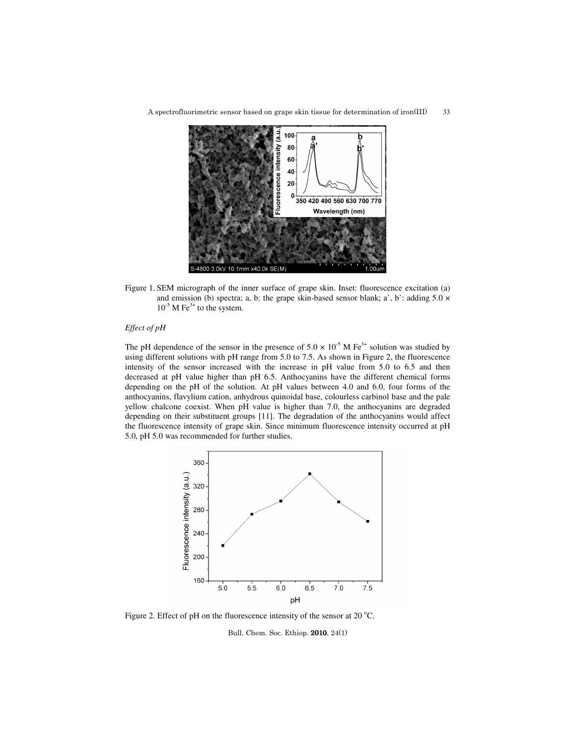Figure 1. SEM micrograph of the inner surface of grape skin. Inset: fluorescence excitation (a) and emission (b) spectra; a, b: the grape skin-based sensor blank; a', b': adding $5.0 \times 10^{-5}$ M $Fe^{3+}$ to the system.

*Effect of pH*

The pH dependence of the sensor in the presence of $5.0 \times 10^{-5}$ M $Fe^{3+}$ solution was studied by using different solutions with pH range from 5.0 to 7.5. As shown in Figure 2, the fluorescence intensity of the sensor increased with the increase in pH value from 5.0 to 6.5 and then decreased at pH value higher than pH 6.5. Anthocyanins have the different chemical forms depending on the pH of the solution. At pH values between 4.0 and 6.0, four forms of the anthocyanins, flavylium cation, anhydrous quinoidal base, colourless carbinol base and the pale yellow chalcone coexist. When pH value is higher than 7.0, the anthocyanins are degraded depending on their substituent groups [11]. The degradation of the anthocyanins would affect the fluorescence intensity of grape skin. Since minimum fluorescence intensity occurred at pH 5.0, pH 5.0 was recommended for further studies.

Figure 2. Effect of pH on the fluorescence intensity of the sensor at 20 °C.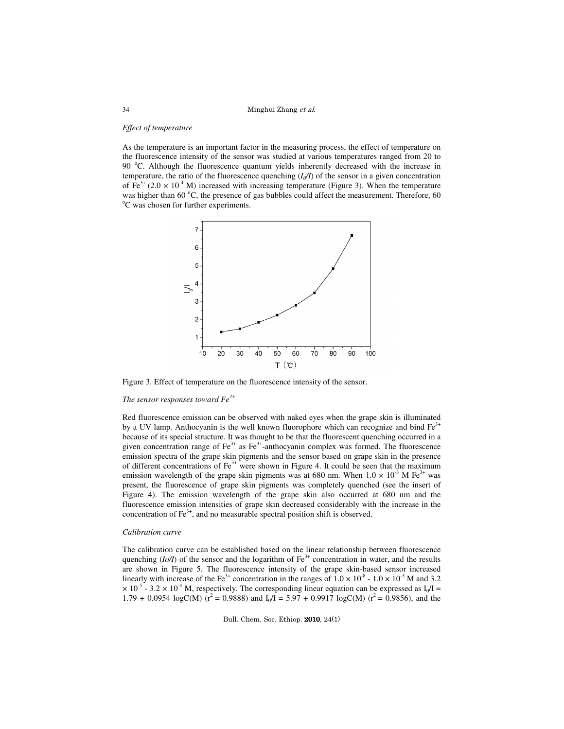*Effect of temperature*

As the temperature is an important factor in the measuring process, the effect of temperature on the fluorescence intensity of the sensor was studied at various temperatures ranged from 20 to 90 °C. Although the fluorescence quantum yields inherently decreased with the increase in temperature, the ratio of the fluorescence quenching ($I_0/I$) of the sensor in a given concentration of $Fe^{3+}$ ($2.0 \times 10^{-4}$ M) increased with increasing temperature (Figure 3). When the temperature was higher than 60 °C, the presence of gas bubbles could affect the measurement. Therefore, 60 °C was chosen for further experiments.

Figure 3. Effect of temperature on the fluorescence intensity of the sensor.

*The sensor responses toward $Fe^{3+}$*

Red fluorescence emission can be observed with naked eyes when the grape skin is illuminated by a UV lamp. Anthocyanin is the well known fluorophore which can recognize and bind $Fe^{3+}$ because of its special structure. It was thought to be that the fluorescent quenching occurred in a given concentration range of $Fe^{3+}$ as $Fe^{3+}$-anthocyanin complex was formed. The fluorescence emission spectra of the grape skin pigments and the sensor based on grape skin in the presence of different concentrations of $Fe^{3+}$ were shown in Figure 4. It could be seen that the maximum emission wavelength of the grape skin pigments was at 680 nm. When $1.0 \times 10^{-3}$ M $Fe^{3+}$ was present, the fluorescence of grape skin pigments was completely quenched (see the insert of Figure 4). The emission wavelength of the grape skin also occurred at 680 nm and the fluorescence emission intensities of grape skin decreased considerably with the increase in the concentration of $Fe^{3+}$, and no measurable spectral position shift is observed.

*Calibration curve*

The calibration curve can be established based on the linear relationship between fluorescence quenching ($Io/I$) of the sensor and the logarithm of $Fe^{3+}$ concentration in water, and the results are shown in Figure 5. The fluorescence intensity of the grape skin-based sensor increased linearly with increase of the $Fe^{3+}$ concentration in the ranges of $1.0 \times 10^{-8}$ - $1.0 \times 10^{-5}$ M and $3.2 \times 10^{-5}$ - $3.2 \times 10^{-4}$ M, respectively. The corresponding linear equation can be expressed as $I_0/I = 1.79 + 0.0954 \log C(M)$ ($r^2 = 0.9888$) and $I_0/I = 5.97 + 0.9917 \log C(M)$ ($r^2 = 0.9856$), and the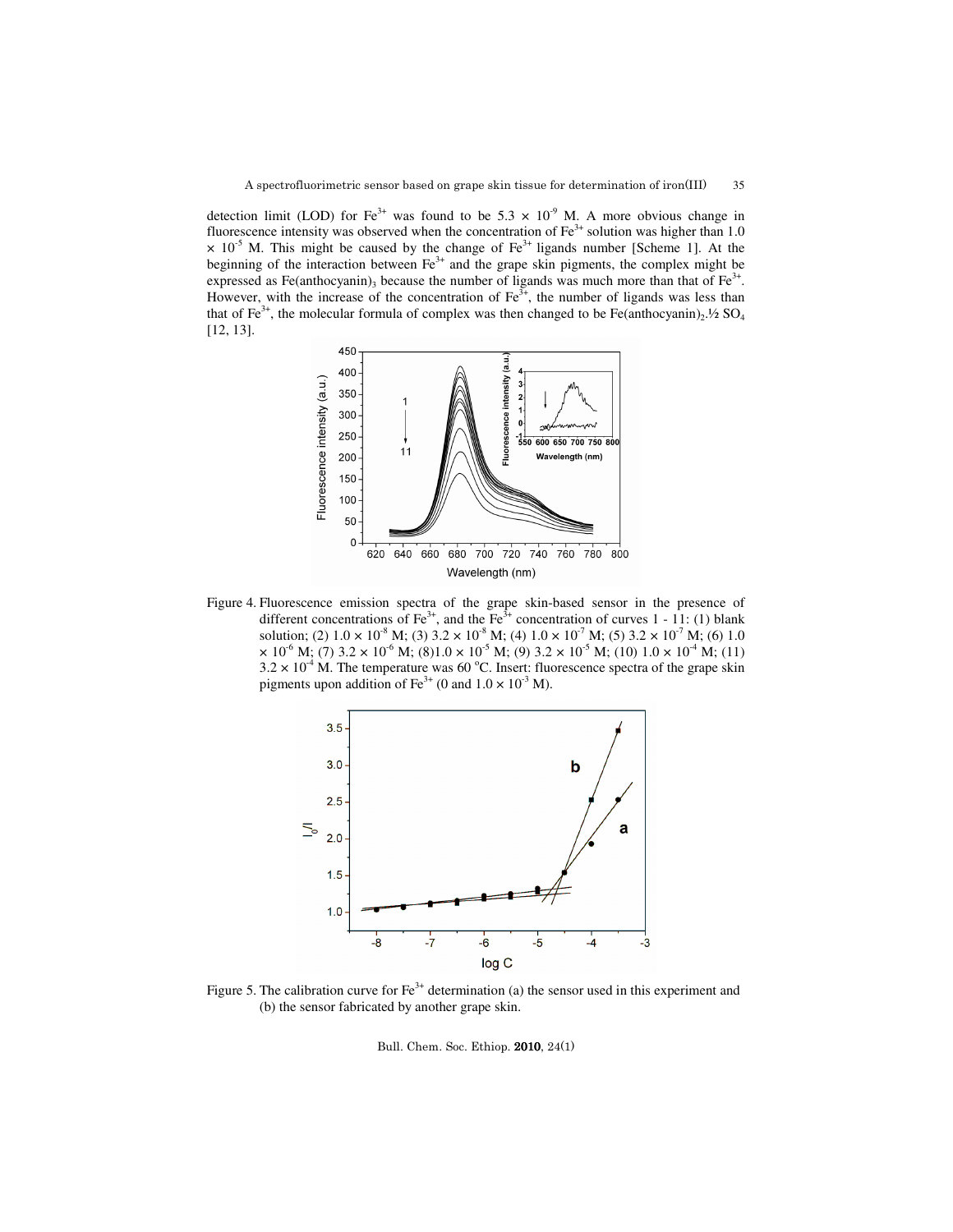detection limit (LOD) for $Fe^{3+}$ was found to be $5.3 \times 10^{-9}$ M. A more obvious change in fluorescence intensity was observed when the concentration of $Fe^{3+}$ solution was higher than 1.0 $\times$ $10^{-5}$ M. This might be caused by the change of $Fe^{3+}$ ligands number [Scheme 1]. At the beginning of the interaction between $Fe^{3+}$ and the grape skin pigments, the complex might be expressed as $Fe(anthocyanin)_3$ because the number of ligands was much more than that of $Fe^{3+}$. However, with the increase of the concentration of $Fe^{3+}$, the number of ligands was less than that of $Fe^{3+}$, the molecular formula of complex was then changed to be $Fe(anthocyanin)_2.½\ SO_4$ [12, 13].

Figure 4. Fluorescence emission spectra of the grape skin-based sensor in the presence of different concentrations of $Fe^{3+}$, and the $Fe^{3+}$ concentration of curves 1 - 11: (1) blank solution; (2) $1.0 \times 10^{-8}$ M; (3) $3.2 \times 10^{-8}$ M; (4) $1.0 \times 10^{-7}$ M; (5) $3.2 \times 10^{-7}$ M; (6) $1.0 \times 10^{-6}$ M; (7) $3.2 \times 10^{-6}$ M; (8) $1.0 \times 10^{-5}$ M; (9) $3.2 \times 10^{-5}$ M; (10) $1.0 \times 10^{-4}$ M; (11) $3.2 \times 10^{-4}$ M. The temperature was 60 °C. Insert: fluorescence spectra of the grape skin pigments upon addition of $Fe^{3+}$ (0 and $1.0 \times 10^{-3}$ M).

Figure 5. The calibration curve for $Fe^{3+}$ determination (a) the sensor used in this experiment and (b) the sensor fabricated by another grape skin.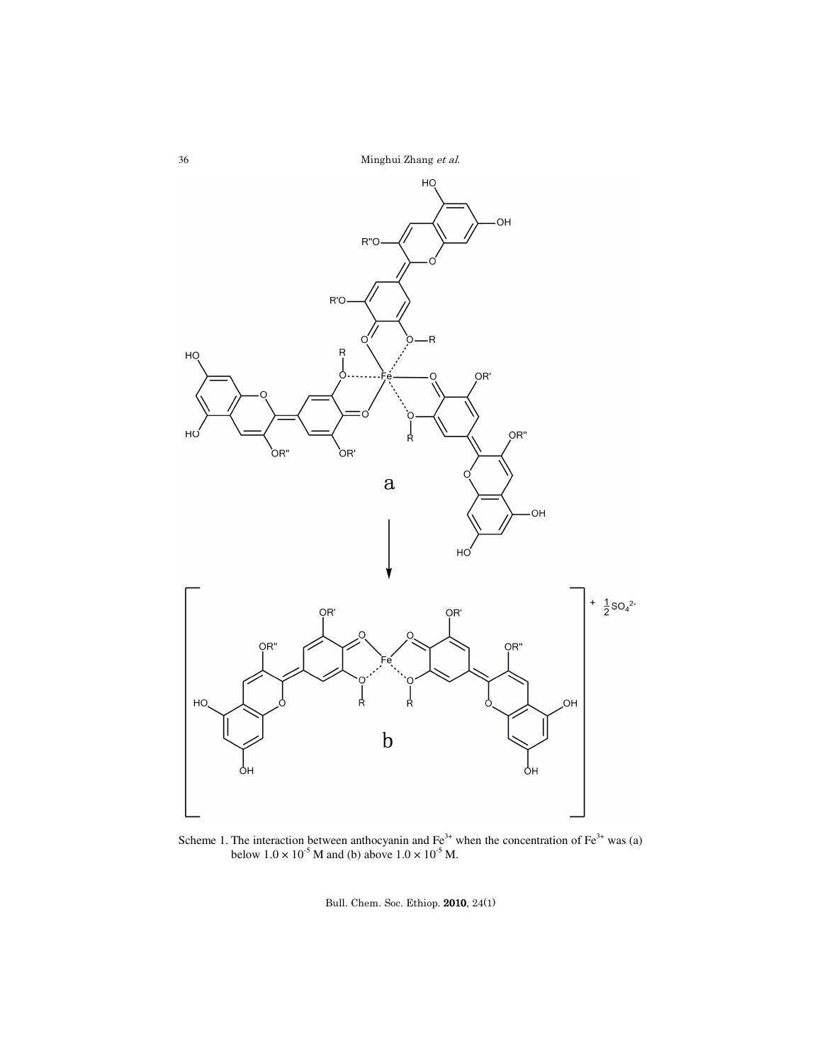Scheme 1. The interaction between anthocyanin and $Fe^{3+}$ when the concentration of $Fe^{3+}$ was (a) below $1.0 \times 10^{-5}$ M and (b) above $1.0 \times 10^{-5}$ M.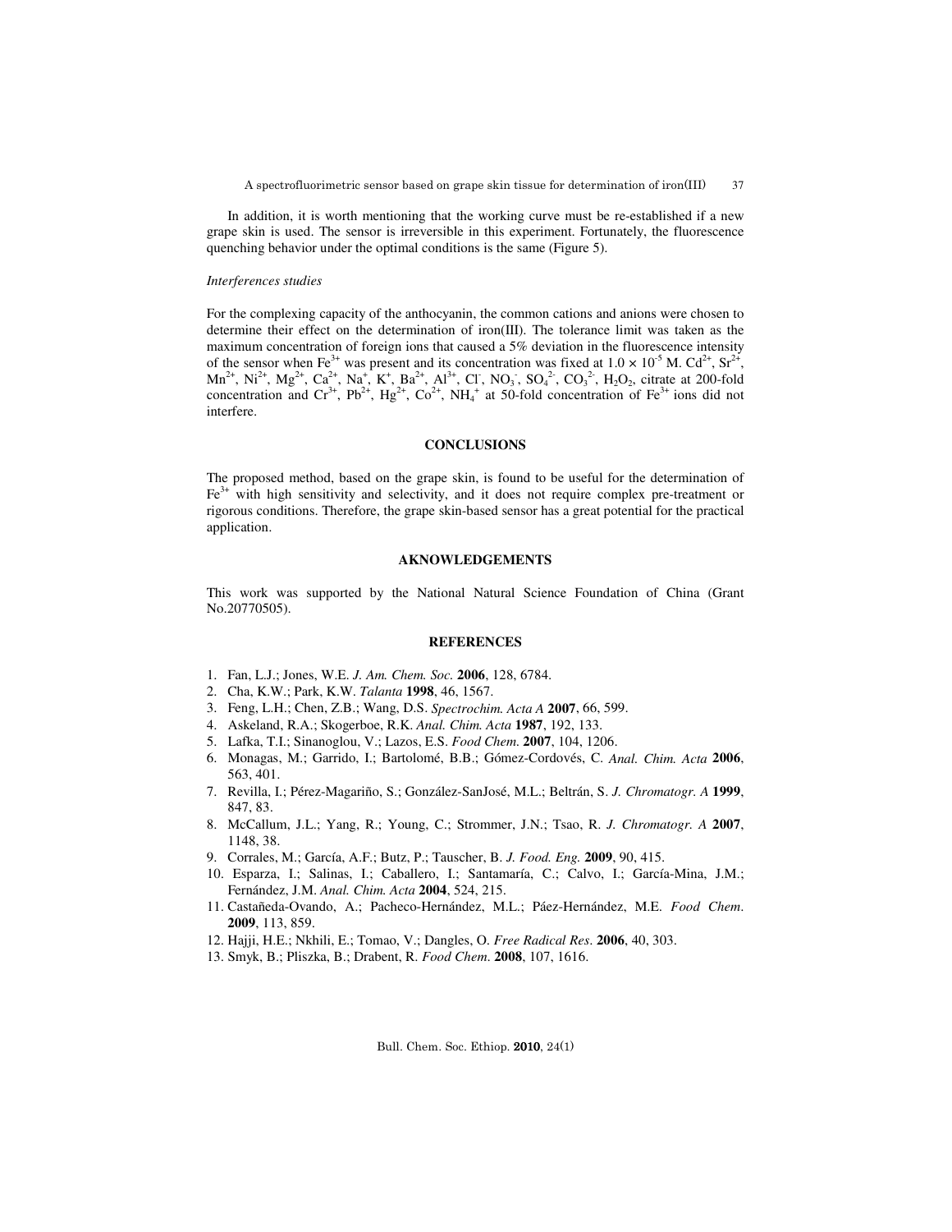In addition, it is worth mentioning that the working curve must be re-established if a new grape skin is used. The sensor is irreversible in this experiment. Fortunately, the fluorescence quenching behavior under the optimal conditions is the same (Figure 5).

*Interferences studies*

For the complexing capacity of the anthocyanin, the common cations and anions were chosen to determine their effect on the determination of iron(III). The tolerance limit was taken as the maximum concentration of foreign ions that caused a 5% deviation in the fluorescence intensity of the sensor when $Fe^{3+}$ was present and its concentration was fixed at $1.0 \times 10^{-5}$ M. $Cd^{2+}$, $Sr^{2+}$, $Mn^{2+}$, $Ni^{2+}$, $Mg^{2+}$, $Ca^{2+}$, $Na^{+}$, $K^{+}$, $Ba^{2+}$, $Al^{3+}$, $Cl^{-}$, $NO_3^{-}$, $SO_4^{2-}$, $CO_3^{2-}$, $H_2O_2$, citrate at 200-fold concentration and $Cr^{3+}$, $Pb^{2+}$, $Hg^{2+}$, $Co^{2+}$, $NH_4^{+}$ at 50-fold concentration of $Fe^{3+}$ ions did not interfere.

## CONCLUSIONS

The proposed method, based on the grape skin, is found to be useful for the determination of $Fe^{3+}$ with high sensitivity and selectivity, and it does not require complex pre-treatment or rigorous conditions. Therefore, the grape skin-based sensor has a great potential for the practical application.

## AKNOWLEDGEMENTS

This work was supported by the National Natural Science Foundation of China (Grant No.20770505).

## REFERENCES

1. Fan, L.J.; Jones, W.E. *J. Am. Chem. Soc.* **2006**, 128, 6784.
2. Cha, K.W.; Park, K.W. *Talanta* **1998**, 46, 1567.
3. Feng, L.H.; Chen, Z.B.; Wang, D.S. *Spectrochim. Acta A* **2007**, 66, 599.
4. Askeland, R.A.; Skogerboe, R.K. *Anal. Chim. Acta* **1987**, 192, 133.
5. Lafka, T.I.; Sinanoglou, V.; Lazos, E.S. *Food Chem.* **2007**, 104, 1206.
6. Monagas, M.; Garrido, I.; Bartolomé, B.B.; Gómez-Cordovés, C. *Anal. Chim. Acta* **2006**, 563, 401.
7. Revilla, I.; Pérez-Magariño, S.; González-SanJosé, M.L.; Beltrán, S. *J. Chromatogr. A* **1999**, 847, 83.
8. McCallum, J.L.; Yang, R.; Young, C.; Strommer, J.N.; Tsao, R. *J. Chromatogr. A* **2007**, 1148, 38.
9. Corrales, M.; García, A.F.; Butz, P.; Tauscher, B. *J. Food. Eng.* **2009**, 90, 415.
10. Esparza, I.; Salinas, I.; Caballero, I.; Santamaría, C.; Calvo, I.; García-Mina, J.M.; Fernández, J.M. *Anal. Chim. Acta* **2004**, 524, 215.
11. Castañeda-Ovando, A.; Pacheco-Hernández, M.L.; Páez-Hernández, M.E. *Food Chem.* **2009**, 113, 859.
12. Hajji, H.E.; Nkhili, E.; Tomao, V.; Dangles, O. *Free Radical Res.* **2006**, 40, 303.
13. Smyk, B.; Pliszka, B.; Drabent, R. *Food Chem.* **2008**, 107, 1616.